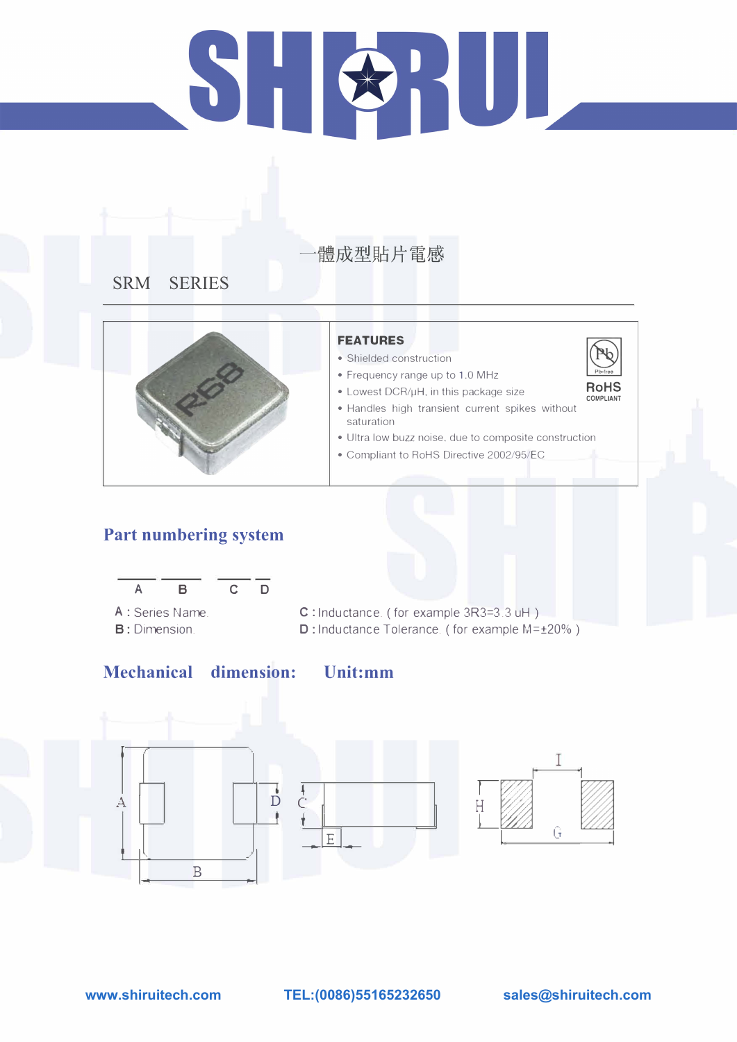# 一體成型貼片電感

## SRM SERIES

**FEATURES**

- Shielded construction
- Frequency range up to 1.0 MHz
- Lowest DCR/μH, in this package size
- Handles high transient current spikes without saturation
- Ultra low buzz noise, due to composite construction
- Compliant to RoHS Directive 2002/95/EC

RoHS COMPLIANT

## Part numbering system

A B C D

**A** : Series Name.
**B** : Dimension.
**C** : Inductance. ( for example 3R3=3.3 uH )
**D** : Inductance Tolerance. ( for example M=±20% )

## Mechanical dimension: Unit:mm

www.shiruitech.com TEL:(0086)55165232650 sales@shiruitech.com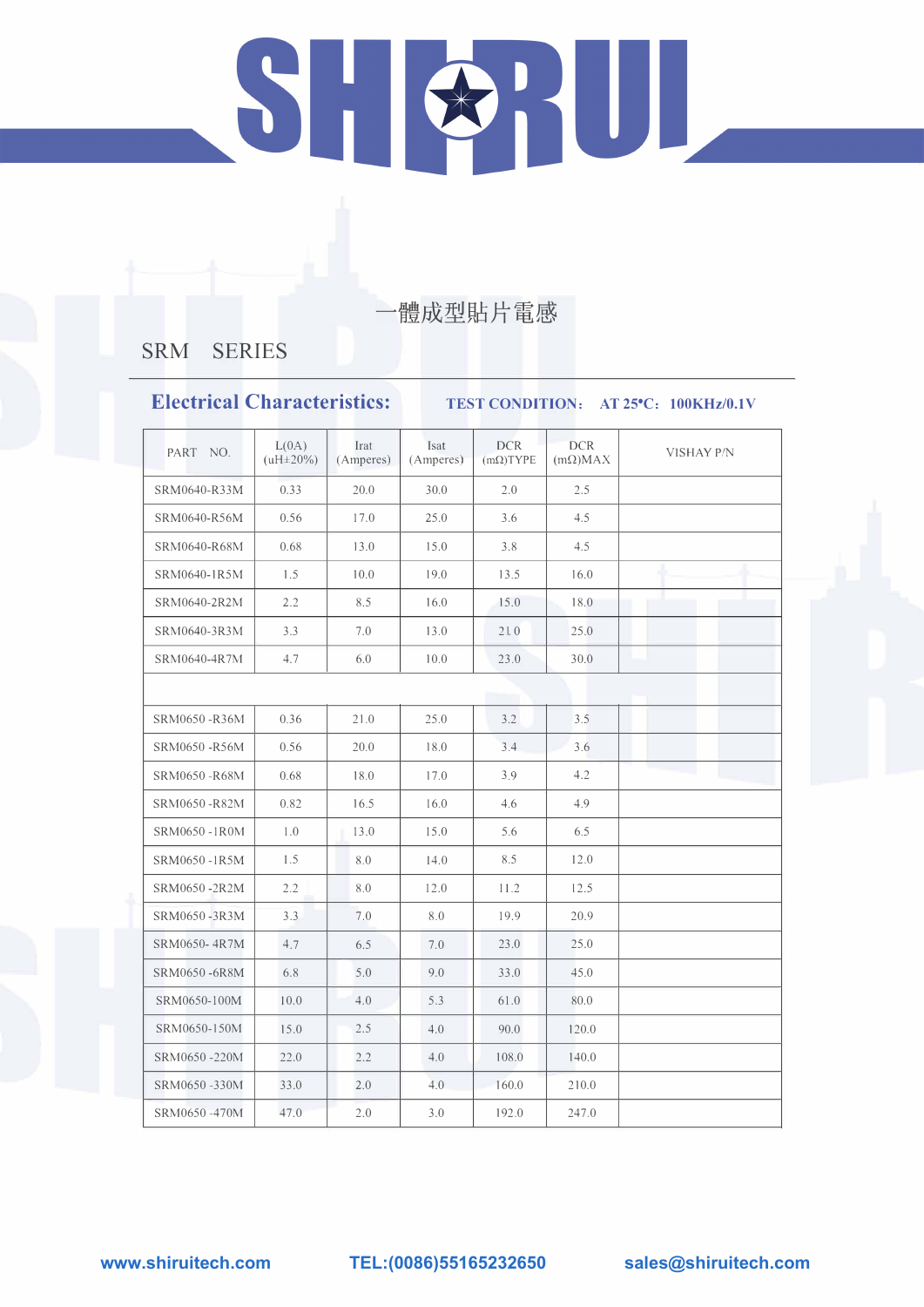# SHIRUI

一體成型貼片電感

SRM　SERIES

## Electrical Characteristics:

**TEST CONDITION:　AT 25℃:　100KHz/0.1V**

| PART　NO. | L(0A) (uH±20%) | Irat (Amperes) | Isat (Amperes) | DCR (mΩ)TYPE | DCR (mΩ)MAX | VISHAY P/N |
|---|---|---|---|---|---|---|
| SRM0640-R33M | 0.33 | 20.0 | 30.0 | 2.0 | 2.5 | |
| SRM0640-R56M | 0.56 | 17.0 | 25.0 | 3.6 | 4.5 | |
| SRM0640-R68M | 0.68 | 13.0 | 15.0 | 3.8 | 4.5 | |
| SRM0640-1R5M | 1.5 | 10.0 | 19.0 | 13.5 | 16.0 | |
| SRM0640-2R2M | 2.2 | 8.5 | 16.0 | 15.0 | 18.0 | |
| SRM0640-3R3M | 3.3 | 7.0 | 13.0 | 21.0 | 25.0 | |
| SRM0640-4R7M | 4.7 | 6.0 | 10.0 | 23.0 | 30.0 | |
| | | | | | | |
| SRM0650 -R36M | 0.36 | 21.0 | 25.0 | 3.2 | 3.5 | |
| SRM0650 -R56M | 0.56 | 20.0 | 18.0 | 3.4 | 3.6 | |
| SRM0650 -R68M | 0.68 | 18.0 | 17.0 | 3.9 | 4.2 | |
| SRM0650 -R82M | 0.82 | 16.5 | 16.0 | 4.6 | 4.9 | |
| SRM0650 -1R0M | 1.0 | 13.0 | 15.0 | 5.6 | 6.5 | |
| SRM0650 -1R5M | 1.5 | 8.0 | 14.0 | 8.5 | 12.0 | |
| SRM0650 -2R2M | 2.2 | 8.0 | 12.0 | 11.2 | 12.5 | |
| SRM0650 -3R3M | 3.3 | 7.0 | 8.0 | 19.9 | 20.9 | |
| SRM0650- 4R7M | 4.7 | 6.5 | 7.0 | 23.0 | 25.0 | |
| SRM0650 -6R8M | 6.8 | 5.0 | 9.0 | 33.0 | 45.0 | |
| SRM0650-100M | 10.0 | 4.0 | 5.3 | 61.0 | 80.0 | |
| SRM0650-150M | 15.0 | 2.5 | 4.0 | 90.0 | 120.0 | |
| SRM0650 -220M | 22.0 | 2.2 | 4.0 | 108.0 | 140.0 | |
| SRM0650 -330M | 33.0 | 2.0 | 4.0 | 160.0 | 210.0 | |
| SRM0650 -470M | 47.0 | 2.0 | 3.0 | 192.0 | 247.0 | |

www.shiruitech.com　　TEL:(0086)55165232650　　sales@shiruitech.com